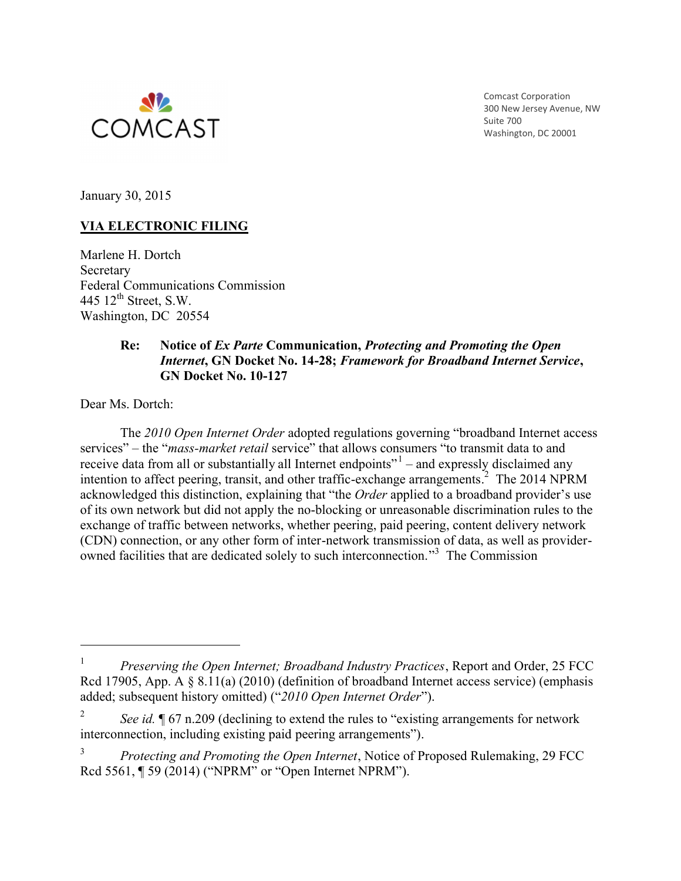COMCAST

Comcast Corporation
300 New Jersey Avenue, NW
Suite 700
Washington, DC 20001

January 30, 2015

**VIA ELECTRONIC FILING**

Marlene H. Dortch
Secretary
Federal Communications Commission
445 12th Street, S.W.
Washington, DC 20554

**Re: Notice of *Ex Parte* Communication, *Protecting and Promoting the Open Internet*, GN Docket No. 14-28; *Framework for Broadband Internet Service*, GN Docket No. 10-127**

Dear Ms. Dortch:

The *2010 Open Internet Order* adopted regulations governing "broadband Internet access services" – the "*mass-market retail* service" that allows consumers "to transmit data to and receive data from all or substantially all Internet endpoints"[1] – and expressly disclaimed any intention to affect peering, transit, and other traffic-exchange arrangements.[2] The 2014 NPRM acknowledged this distinction, explaining that "the *Order* applied to a broadband provider's use of its own network but did not apply the no-blocking or unreasonable discrimination rules to the exchange of traffic between networks, whether peering, paid peering, content delivery network (CDN) connection, or any other form of inter-network transmission of data, as well as provider-owned facilities that are dedicated solely to such interconnection."[3] The Commission

---

[1] *Preserving the Open Internet; Broadband Industry Practices*, Report and Order, 25 FCC Rcd 17905, App. A § 8.11(a) (2010) (definition of broadband Internet access service) (emphasis added; subsequent history omitted) ("*2010 Open Internet Order*").

[2] *See id.* ¶ 67 n.209 (declining to extend the rules to "existing arrangements for network interconnection, including existing paid peering arrangements").

[3] *Protecting and Promoting the Open Internet*, Notice of Proposed Rulemaking, 29 FCC Rcd 5561, ¶ 59 (2014) ("NPRM" or "Open Internet NPRM").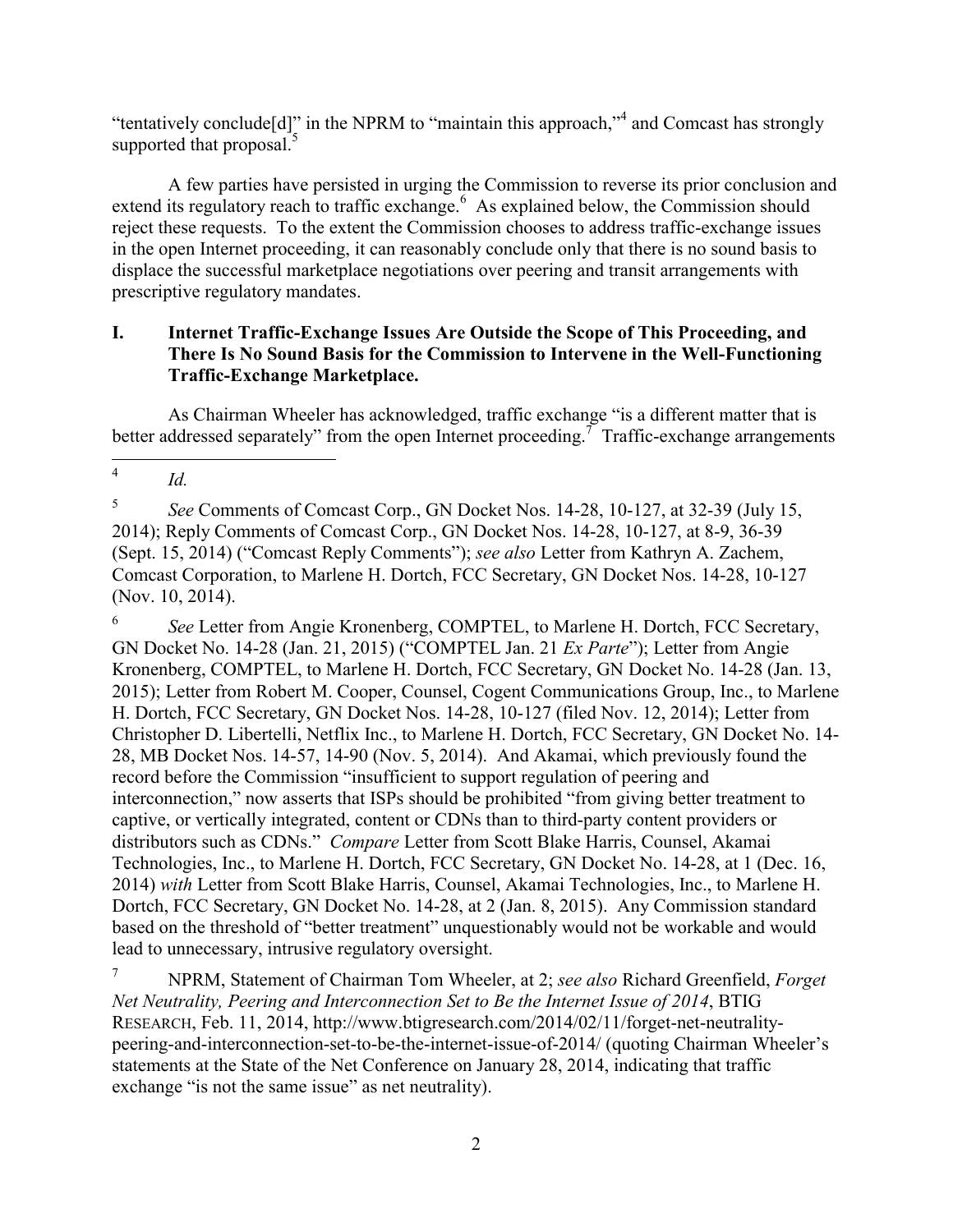"tentatively conclude[d]" in the NPRM to "maintain this approach,"[4] and Comcast has strongly supported that proposal.[5]

A few parties have persisted in urging the Commission to reverse its prior conclusion and extend its regulatory reach to traffic exchange.[6] As explained below, the Commission should reject these requests. To the extent the Commission chooses to address traffic-exchange issues in the open Internet proceeding, it can reasonably conclude only that there is no sound basis to displace the successful marketplace negotiations over peering and transit arrangements with prescriptive regulatory mandates.

## I. Internet Traffic-Exchange Issues Are Outside the Scope of This Proceeding, and There Is No Sound Basis for the Commission to Intervene in the Well-Functioning Traffic-Exchange Marketplace.

As Chairman Wheeler has acknowledged, traffic exchange "is a different matter that is better addressed separately" from the open Internet proceeding.[7] Traffic-exchange arrangements

---

[4] *Id.*

[5] *See* Comments of Comcast Corp., GN Docket Nos. 14-28, 10-127, at 32-39 (July 15, 2014); Reply Comments of Comcast Corp., GN Docket Nos. 14-28, 10-127, at 8-9, 36-39 (Sept. 15, 2014) ("Comcast Reply Comments"); *see also* Letter from Kathryn A. Zachem, Comcast Corporation, to Marlene H. Dortch, FCC Secretary, GN Docket Nos. 14-28, 10-127 (Nov. 10, 2014).

[6] *See* Letter from Angie Kronenberg, COMPTEL, to Marlene H. Dortch, FCC Secretary, GN Docket No. 14-28 (Jan. 21, 2015) ("COMPTEL Jan. 21 *Ex Parte*"); Letter from Angie Kronenberg, COMPTEL, to Marlene H. Dortch, FCC Secretary, GN Docket No. 14-28 (Jan. 13, 2015); Letter from Robert M. Cooper, Counsel, Cogent Communications Group, Inc., to Marlene H. Dortch, FCC Secretary, GN Docket Nos. 14-28, 10-127 (filed Nov. 12, 2014); Letter from Christopher D. Libertelli, Netflix Inc., to Marlene H. Dortch, FCC Secretary, GN Docket No. 14-28, MB Docket Nos. 14-57, 14-90 (Nov. 5, 2014). And Akamai, which previously found the record before the Commission "insufficient to support regulation of peering and interconnection," now asserts that ISPs should be prohibited "from giving better treatment to captive, or vertically integrated, content or CDNs than to third-party content providers or distributors such as CDNs." *Compare* Letter from Scott Blake Harris, Counsel, Akamai Technologies, Inc., to Marlene H. Dortch, FCC Secretary, GN Docket No. 14-28, at 1 (Dec. 16, 2014) *with* Letter from Scott Blake Harris, Counsel, Akamai Technologies, Inc., to Marlene H. Dortch, FCC Secretary, GN Docket No. 14-28, at 2 (Jan. 8, 2015). Any Commission standard based on the threshold of "better treatment" unquestionably would not be workable and would lead to unnecessary, intrusive regulatory oversight.

[7] NPRM, Statement of Chairman Tom Wheeler, at 2; *see also* Richard Greenfield, *Forget Net Neutrality, Peering and Interconnection Set to Be the Internet Issue of 2014*, BTIG RESEARCH, Feb. 11, 2014, http://www.btigresearch.com/2014/02/11/forget-net-neutrality-peering-and-interconnection-set-to-be-the-internet-issue-of-2014/ (quoting Chairman Wheeler's statements at the State of the Net Conference on January 28, 2014, indicating that traffic exchange "is not the same issue" as net neutrality).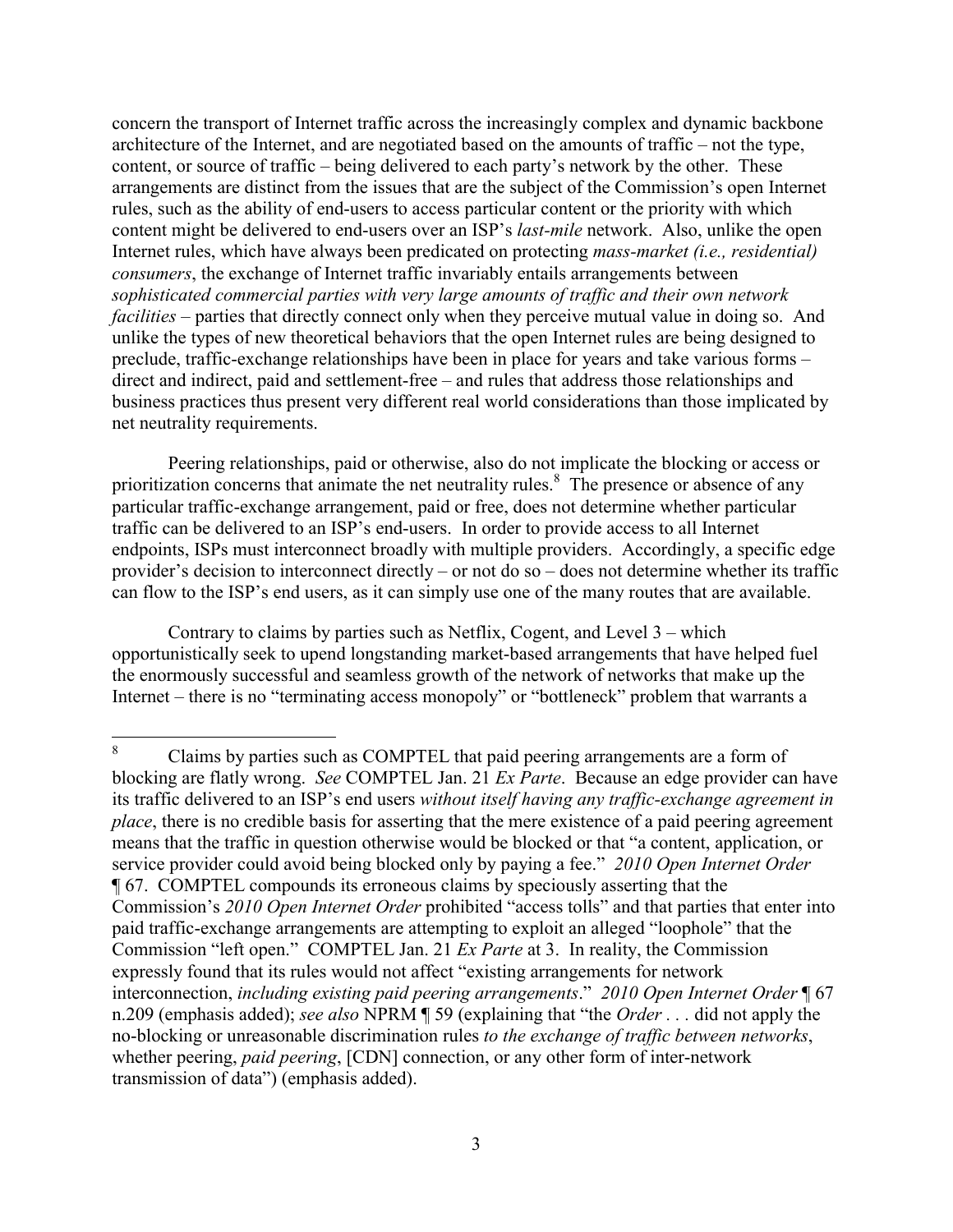concern the transport of Internet traffic across the increasingly complex and dynamic backbone architecture of the Internet, and are negotiated based on the amounts of traffic – not the type, content, or source of traffic – being delivered to each party's network by the other. These arrangements are distinct from the issues that are the subject of the Commission's open Internet rules, such as the ability of end-users to access particular content or the priority with which content might be delivered to end-users over an ISP's *last-mile* network. Also, unlike the open Internet rules, which have always been predicated on protecting *mass-market (i.e., residential) consumers*, the exchange of Internet traffic invariably entails arrangements between *sophisticated commercial parties with very large amounts of traffic and their own network facilities* – parties that directly connect only when they perceive mutual value in doing so. And unlike the types of new theoretical behaviors that the open Internet rules are being designed to preclude, traffic-exchange relationships have been in place for years and take various forms – direct and indirect, paid and settlement-free – and rules that address those relationships and business practices thus present very different real world considerations than those implicated by net neutrality requirements.

Peering relationships, paid or otherwise, also do not implicate the blocking or access or prioritization concerns that animate the net neutrality rules.[8] The presence or absence of any particular traffic-exchange arrangement, paid or free, does not determine whether particular traffic can be delivered to an ISP's end-users. In order to provide access to all Internet endpoints, ISPs must interconnect broadly with multiple providers. Accordingly, a specific edge provider's decision to interconnect directly – or not do so – does not determine whether its traffic can flow to the ISP's end users, as it can simply use one of the many routes that are available.

Contrary to claims by parties such as Netflix, Cogent, and Level 3 – which opportunistically seek to upend longstanding market-based arrangements that have helped fuel the enormously successful and seamless growth of the network of networks that make up the Internet – there is no "terminating access monopoly" or "bottleneck" problem that warrants a

---

[8] Claims by parties such as COMPTEL that paid peering arrangements are a form of blocking are flatly wrong. *See* COMPTEL Jan. 21 *Ex Parte*. Because an edge provider can have its traffic delivered to an ISP's end users *without itself having any traffic-exchange agreement in place*, there is no credible basis for asserting that the mere existence of a paid peering agreement means that the traffic in question otherwise would be blocked or that "a content, application, or service provider could avoid being blocked only by paying a fee." *2010 Open Internet Order* ¶ 67. COMPTEL compounds its erroneous claims by speciously asserting that the Commission's *2010 Open Internet Order* prohibited "access tolls" and that parties that enter into paid traffic-exchange arrangements are attempting to exploit an alleged "loophole" that the Commission "left open." COMPTEL Jan. 21 *Ex Parte* at 3. In reality, the Commission expressly found that its rules would not affect "existing arrangements for network interconnection, *including existing paid peering arrangements*." *2010 Open Internet Order* ¶ 67 n.209 (emphasis added); *see also* NPRM ¶ 59 (explaining that "the *Order* . . . did not apply the no-blocking or unreasonable discrimination rules *to the exchange of traffic between networks*, whether peering, *paid peering*, [CDN] connection, or any other form of inter-network transmission of data") (emphasis added).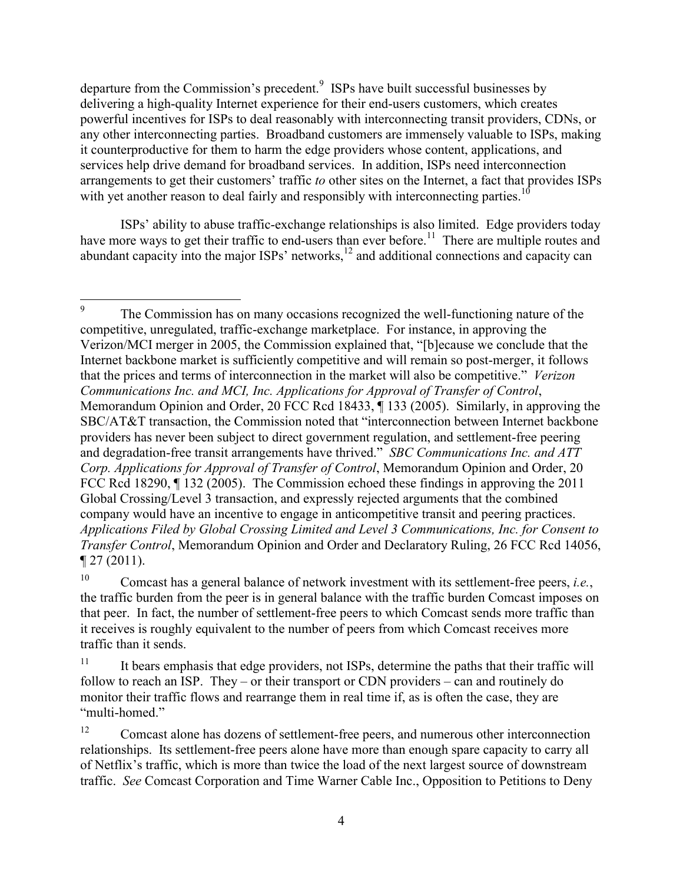departure from the Commission's precedent.[9] ISPs have built successful businesses by delivering a high-quality Internet experience for their end-users customers, which creates powerful incentives for ISPs to deal reasonably with interconnecting transit providers, CDNs, or any other interconnecting parties. Broadband customers are immensely valuable to ISPs, making it counterproductive for them to harm the edge providers whose content, applications, and services help drive demand for broadband services. In addition, ISPs need interconnection arrangements to get their customers' traffic *to* other sites on the Internet, a fact that provides ISPs with yet another reason to deal fairly and responsibly with interconnecting parties.[10]

ISPs' ability to abuse traffic-exchange relationships is also limited. Edge providers today have more ways to get their traffic to end-users than ever before.[11] There are multiple routes and abundant capacity into the major ISPs' networks,[12] and additional connections and capacity can

---

[9] The Commission has on many occasions recognized the well-functioning nature of the competitive, unregulated, traffic-exchange marketplace. For instance, in approving the Verizon/MCI merger in 2005, the Commission explained that, "[b]ecause we conclude that the Internet backbone market is sufficiently competitive and will remain so post-merger, it follows that the prices and terms of interconnection in the market will also be competitive." *Verizon Communications Inc. and MCI, Inc. Applications for Approval of Transfer of Control*, Memorandum Opinion and Order, 20 FCC Rcd 18433, ¶ 133 (2005). Similarly, in approving the SBC/AT&T transaction, the Commission noted that "interconnection between Internet backbone providers has never been subject to direct government regulation, and settlement-free peering and degradation-free transit arrangements have thrived." *SBC Communications Inc. and ATT Corp. Applications for Approval of Transfer of Control*, Memorandum Opinion and Order, 20 FCC Rcd 18290, ¶ 132 (2005). The Commission echoed these findings in approving the 2011 Global Crossing/Level 3 transaction, and expressly rejected arguments that the combined company would have an incentive to engage in anticompetitive transit and peering practices. *Applications Filed by Global Crossing Limited and Level 3 Communications, Inc. for Consent to Transfer Control*, Memorandum Opinion and Order and Declaratory Ruling, 26 FCC Rcd 14056, ¶ 27 (2011).

[10] Comcast has a general balance of network investment with its settlement-free peers, *i.e.*, the traffic burden from the peer is in general balance with the traffic burden Comcast imposes on that peer. In fact, the number of settlement-free peers to which Comcast sends more traffic than it receives is roughly equivalent to the number of peers from which Comcast receives more traffic than it sends.

[11] It bears emphasis that edge providers, not ISPs, determine the paths that their traffic will follow to reach an ISP. They – or their transport or CDN providers – can and routinely do monitor their traffic flows and rearrange them in real time if, as is often the case, they are "multi-homed."

[12] Comcast alone has dozens of settlement-free peers, and numerous other interconnection relationships. Its settlement-free peers alone have more than enough spare capacity to carry all of Netflix's traffic, which is more than twice the load of the next largest source of downstream traffic. *See* Comcast Corporation and Time Warner Cable Inc., Opposition to Petitions to Deny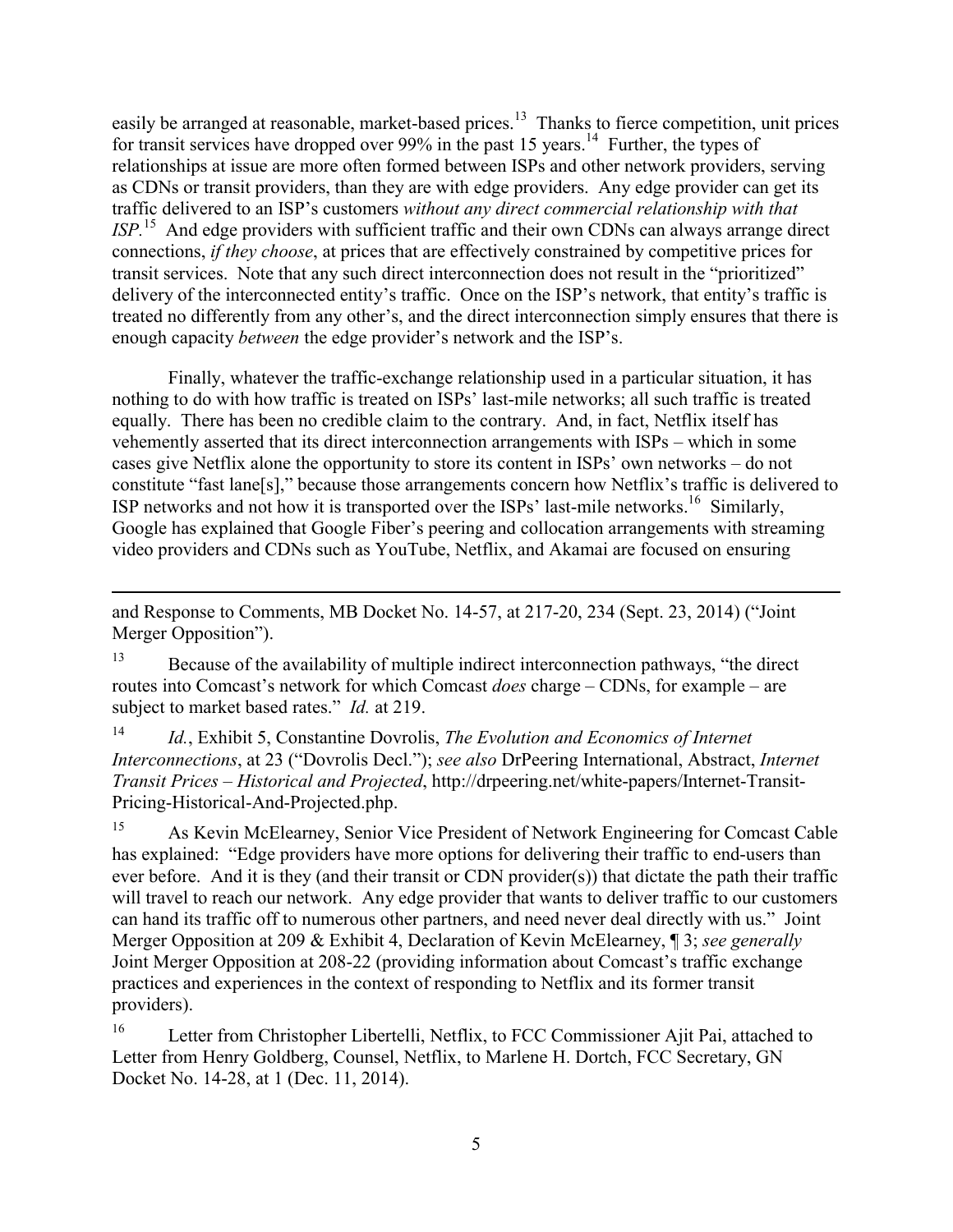easily be arranged at reasonable, market-based prices.[13] Thanks to fierce competition, unit prices for transit services have dropped over 99% in the past 15 years.[14] Further, the types of relationships at issue are more often formed between ISPs and other network providers, serving as CDNs or transit providers, than they are with edge providers. Any edge provider can get its traffic delivered to an ISP's customers *without any direct commercial relationship with that ISP*.[15] And edge providers with sufficient traffic and their own CDNs can always arrange direct connections, *if they choose*, at prices that are effectively constrained by competitive prices for transit services. Note that any such direct interconnection does not result in the "prioritized" delivery of the interconnected entity's traffic. Once on the ISP's network, that entity's traffic is treated no differently from any other's, and the direct interconnection simply ensures that there is enough capacity *between* the edge provider's network and the ISP's.

Finally, whatever the traffic-exchange relationship used in a particular situation, it has nothing to do with how traffic is treated on ISPs' last-mile networks; all such traffic is treated equally. There has been no credible claim to the contrary. And, in fact, Netflix itself has vehemently asserted that its direct interconnection arrangements with ISPs – which in some cases give Netflix alone the opportunity to store its content in ISPs' own networks – do not constitute "fast lane[s]," because those arrangements concern how Netflix's traffic is delivered to ISP networks and not how it is transported over the ISPs' last-mile networks.[16] Similarly, Google has explained that Google Fiber's peering and collocation arrangements with streaming video providers and CDNs such as YouTube, Netflix, and Akamai are focused on ensuring

---

and Response to Comments, MB Docket No. 14-57, at 217-20, 234 (Sept. 23, 2014) ("Joint Merger Opposition").

[13] Because of the availability of multiple indirect interconnection pathways, "the direct routes into Comcast's network for which Comcast *does* charge – CDNs, for example – are subject to market based rates." *Id.* at 219.

[14] *Id.*, Exhibit 5, Constantine Dovrolis, *The Evolution and Economics of Internet Interconnections*, at 23 ("Dovrolis Decl."); *see also* DrPeering International, Abstract, *Internet Transit Prices – Historical and Projected*, http://drpeering.net/white-papers/Internet-Transit-Pricing-Historical-And-Projected.php.

[15] As Kevin McElearney, Senior Vice President of Network Engineering for Comcast Cable has explained: "Edge providers have more options for delivering their traffic to end-users than ever before. And it is they (and their transit or CDN provider(s)) that dictate the path their traffic will travel to reach our network. Any edge provider that wants to deliver traffic to our customers can hand its traffic off to numerous other partners, and need never deal directly with us." Joint Merger Opposition at 209 & Exhibit 4, Declaration of Kevin McElearney, ¶ 3; *see generally* Joint Merger Opposition at 208-22 (providing information about Comcast's traffic exchange practices and experiences in the context of responding to Netflix and its former transit providers).

[16] Letter from Christopher Libertelli, Netflix, to FCC Commissioner Ajit Pai, attached to Letter from Henry Goldberg, Counsel, Netflix, to Marlene H. Dortch, FCC Secretary, GN Docket No. 14-28, at 1 (Dec. 11, 2014).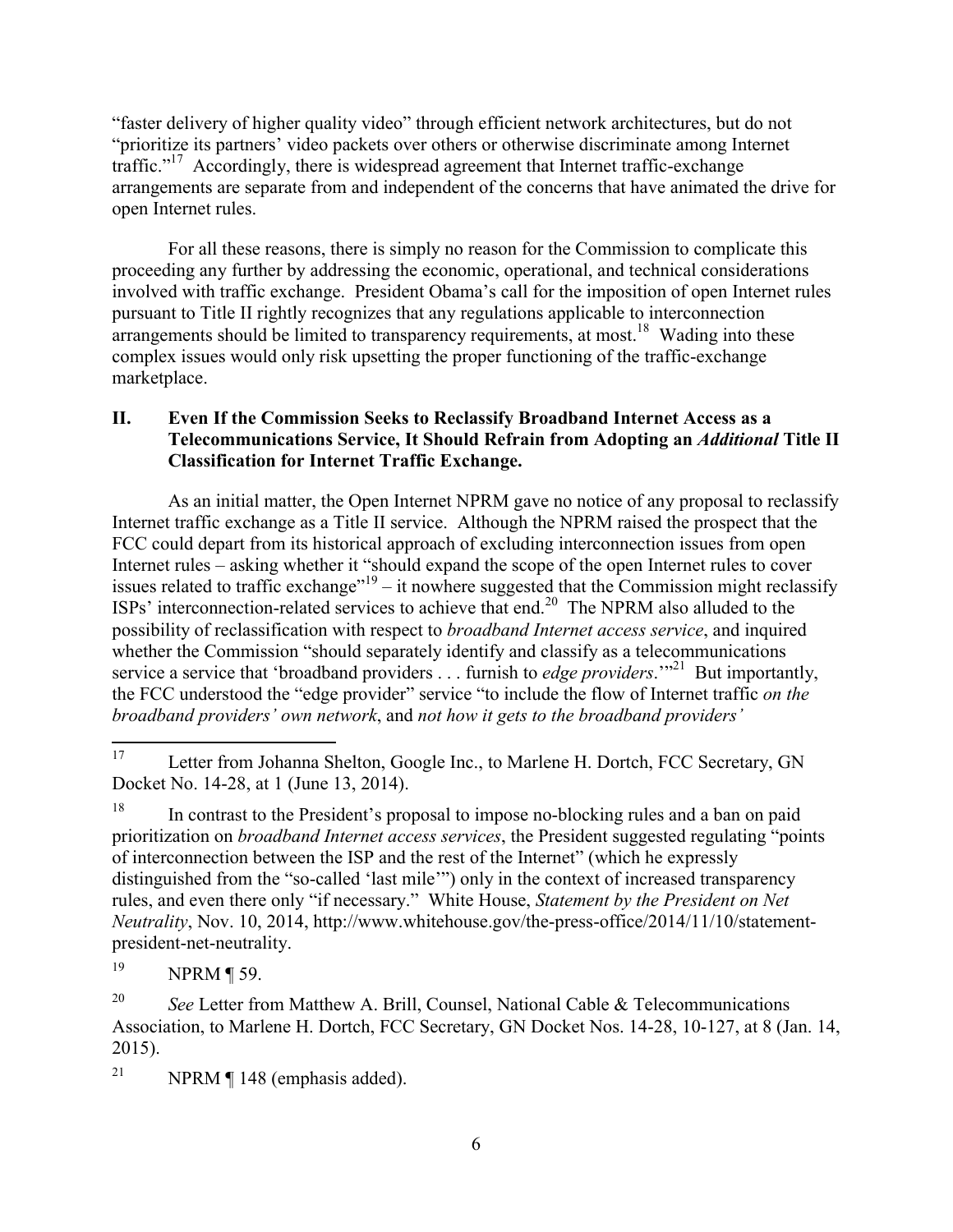"faster delivery of higher quality video" through efficient network architectures, but do not "prioritize its partners' video packets over others or otherwise discriminate among Internet traffic."[17] Accordingly, there is widespread agreement that Internet traffic-exchange arrangements are separate from and independent of the concerns that have animated the drive for open Internet rules.

For all these reasons, there is simply no reason for the Commission to complicate this proceeding any further by addressing the economic, operational, and technical considerations involved with traffic exchange. President Obama's call for the imposition of open Internet rules pursuant to Title II rightly recognizes that any regulations applicable to interconnection arrangements should be limited to transparency requirements, at most.[18] Wading into these complex issues would only risk upsetting the proper functioning of the traffic-exchange marketplace.

## II. Even If the Commission Seeks to Reclassify Broadband Internet Access as a Telecommunications Service, It Should Refrain from Adopting an *Additional* Title II Classification for Internet Traffic Exchange.

As an initial matter, the Open Internet NPRM gave no notice of any proposal to reclassify Internet traffic exchange as a Title II service. Although the NPRM raised the prospect that the FCC could depart from its historical approach of excluding interconnection issues from open Internet rules – asking whether it "should expand the scope of the open Internet rules to cover issues related to traffic exchange"[19] – it nowhere suggested that the Commission might reclassify ISPs' interconnection-related services to achieve that end.[20] The NPRM also alluded to the possibility of reclassification with respect to *broadband Internet access service*, and inquired whether the Commission "should separately identify and classify as a telecommunications service a service that 'broadband providers . . . furnish to *edge providers*.'"[21] But importantly, the FCC understood the "edge provider" service "to include the flow of Internet traffic *on the broadband providers' own network*, and *not how it gets to the broadband providers'*

---

[17] Letter from Johanna Shelton, Google Inc., to Marlene H. Dortch, FCC Secretary, GN Docket No. 14-28, at 1 (June 13, 2014).

[18] In contrast to the President's proposal to impose no-blocking rules and a ban on paid prioritization on *broadband Internet access services*, the President suggested regulating "points of interconnection between the ISP and the rest of the Internet" (which he expressly distinguished from the "so-called 'last mile'") only in the context of increased transparency rules, and even there only "if necessary." White House, *Statement by the President on Net Neutrality*, Nov. 10, 2014, http://www.whitehouse.gov/the-press-office/2014/11/10/statement-president-net-neutrality.

[19] NPRM ¶ 59.

[20] *See* Letter from Matthew A. Brill, Counsel, National Cable & Telecommunications Association, to Marlene H. Dortch, FCC Secretary, GN Docket Nos. 14-28, 10-127, at 8 (Jan. 14, 2015).

[21] NPRM ¶ 148 (emphasis added).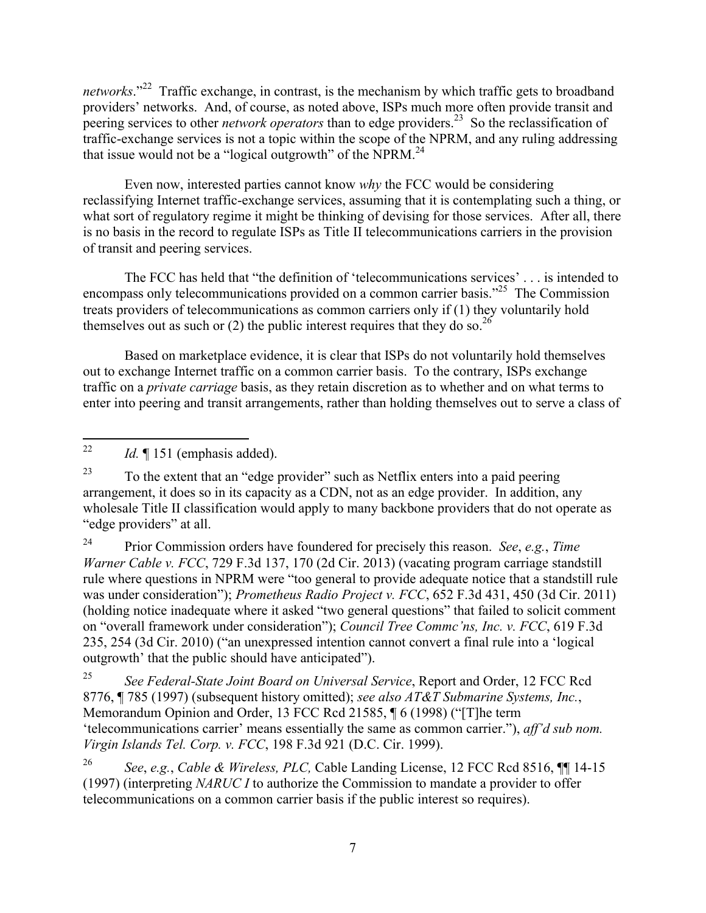*networks*."[22] Traffic exchange, in contrast, is the mechanism by which traffic gets to broadband providers' networks. And, of course, as noted above, ISPs much more often provide transit and peering services to other *network operators* than to edge providers.[23] So the reclassification of traffic-exchange services is not a topic within the scope of the NPRM, and any ruling addressing that issue would not be a "logical outgrowth" of the NPRM.[24]

Even now, interested parties cannot know *why* the FCC would be considering reclassifying Internet traffic-exchange services, assuming that it is contemplating such a thing, or what sort of regulatory regime it might be thinking of devising for those services. After all, there is no basis in the record to regulate ISPs as Title II telecommunications carriers in the provision of transit and peering services.

The FCC has held that "the definition of 'telecommunications services' . . . is intended to encompass only telecommunications provided on a common carrier basis."[25] The Commission treats providers of telecommunications as common carriers only if (1) they voluntarily hold themselves out as such or (2) the public interest requires that they do so.[26]

Based on marketplace evidence, it is clear that ISPs do not voluntarily hold themselves out to exchange Internet traffic on a common carrier basis. To the contrary, ISPs exchange traffic on a *private carriage* basis, as they retain discretion as to whether and on what terms to enter into peering and transit arrangements, rather than holding themselves out to serve a class of

---

[22] *Id.* ¶ 151 (emphasis added).

[23] To the extent that an "edge provider" such as Netflix enters into a paid peering arrangement, it does so in its capacity as a CDN, not as an edge provider. In addition, any wholesale Title II classification would apply to many backbone providers that do not operate as "edge providers" at all.

[24] Prior Commission orders have foundered for precisely this reason. *See*, *e.g.*, *Time Warner Cable v. FCC*, 729 F.3d 137, 170 (2d Cir. 2013) (vacating program carriage standstill rule where questions in NPRM were "too general to provide adequate notice that a standstill rule was under consideration"); *Prometheus Radio Project v. FCC*, 652 F.3d 431, 450 (3d Cir. 2011) (holding notice inadequate where it asked "two general questions" that failed to solicit comment on "overall framework under consideration"); *Council Tree Commc'ns, Inc. v. FCC*, 619 F.3d 235, 254 (3d Cir. 2010) ("an unexpressed intention cannot convert a final rule into a 'logical outgrowth' that the public should have anticipated").

[25] *See Federal-State Joint Board on Universal Service*, Report and Order, 12 FCC Rcd 8776, ¶ 785 (1997) (subsequent history omitted); *see also AT&T Submarine Systems, Inc.*, Memorandum Opinion and Order, 13 FCC Rcd 21585, ¶ 6 (1998) ("[T]he term 'telecommunications carrier' means essentially the same as common carrier."), *aff'd sub nom. Virgin Islands Tel. Corp. v. FCC*, 198 F.3d 921 (D.C. Cir. 1999).

[26] *See*, *e.g.*, *Cable & Wireless, PLC,* Cable Landing License, 12 FCC Rcd 8516, ¶¶ 14-15 (1997) (interpreting *NARUC I* to authorize the Commission to mandate a provider to offer telecommunications on a common carrier basis if the public interest so requires).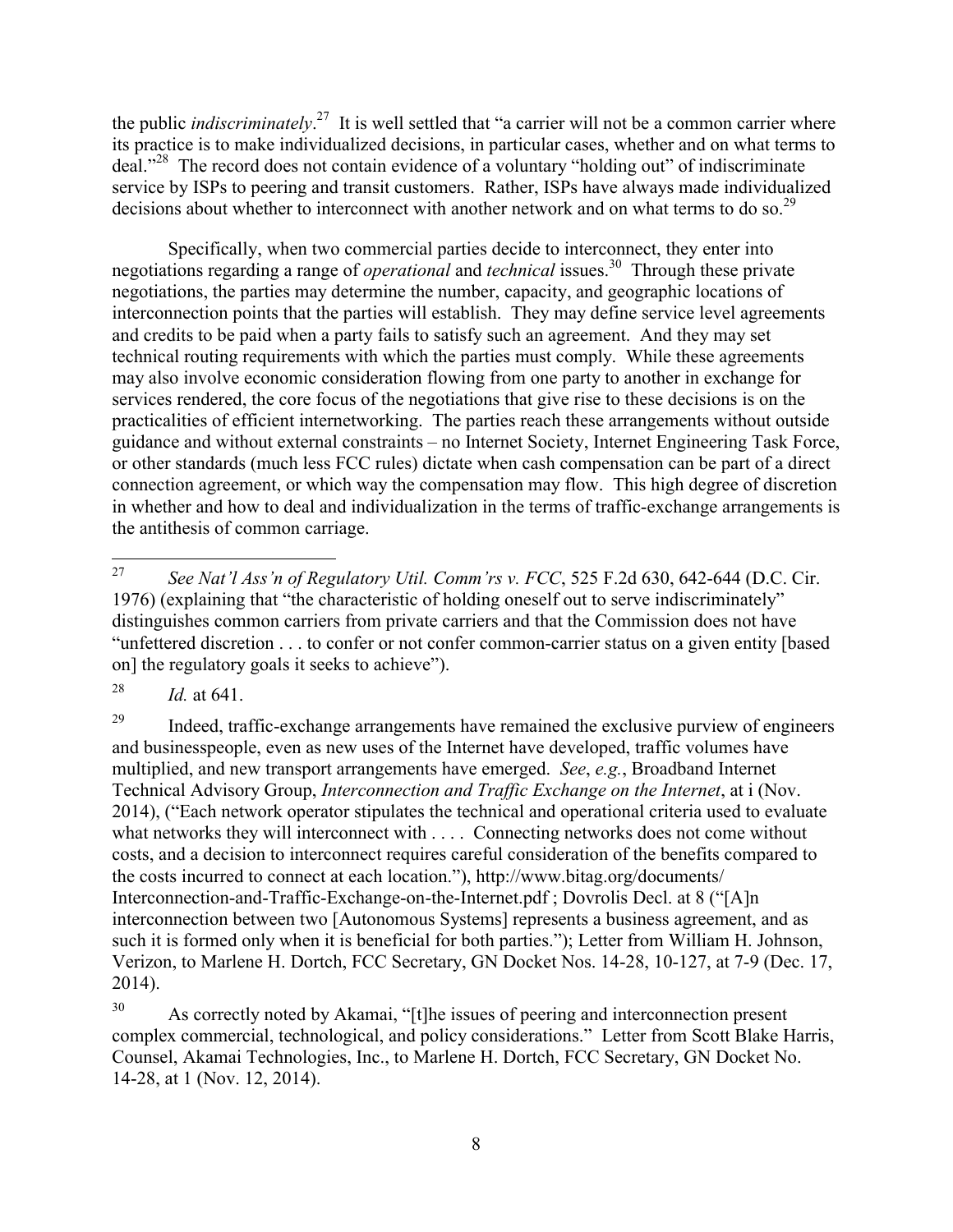the public *indiscriminately*.[27] It is well settled that "a carrier will not be a common carrier where its practice is to make individualized decisions, in particular cases, whether and on what terms to deal."[28] The record does not contain evidence of a voluntary "holding out" of indiscriminate service by ISPs to peering and transit customers. Rather, ISPs have always made individualized decisions about whether to interconnect with another network and on what terms to do so.[29]

Specifically, when two commercial parties decide to interconnect, they enter into negotiations regarding a range of *operational* and *technical* issues.[30] Through these private negotiations, the parties may determine the number, capacity, and geographic locations of interconnection points that the parties will establish. They may define service level agreements and credits to be paid when a party fails to satisfy such an agreement. And they may set technical routing requirements with which the parties must comply. While these agreements may also involve economic consideration flowing from one party to another in exchange for services rendered, the core focus of the negotiations that give rise to these decisions is on the practicalities of efficient internetworking. The parties reach these arrangements without outside guidance and without external constraints – no Internet Society, Internet Engineering Task Force, or other standards (much less FCC rules) dictate when cash compensation can be part of a direct connection agreement, or which way the compensation may flow. This high degree of discretion in whether and how to deal and individualization in the terms of traffic-exchange arrangements is the antithesis of common carriage.

---

[27] *See Nat'l Ass'n of Regulatory Util. Comm'rs v. FCC*, 525 F.2d 630, 642-644 (D.C. Cir. 1976) (explaining that "the characteristic of holding oneself out to serve indiscriminately" distinguishes common carriers from private carriers and that the Commission does not have "unfettered discretion . . . to confer or not confer common-carrier status on a given entity [based on] the regulatory goals it seeks to achieve").

[28] *Id.* at 641.

[29] Indeed, traffic-exchange arrangements have remained the exclusive purview of engineers and businesspeople, even as new uses of the Internet have developed, traffic volumes have multiplied, and new transport arrangements have emerged. *See*, *e.g.*, Broadband Internet Technical Advisory Group, *Interconnection and Traffic Exchange on the Internet*, at i (Nov. 2014), ("Each network operator stipulates the technical and operational criteria used to evaluate what networks they will interconnect with . . . . Connecting networks does not come without costs, and a decision to interconnect requires careful consideration of the benefits compared to the costs incurred to connect at each location."), http://www.bitag.org/documents/Interconnection-and-Traffic-Exchange-on-the-Internet.pdf ; Dovrolis Decl. at 8 ("[A]n interconnection between two [Autonomous Systems] represents a business agreement, and as such it is formed only when it is beneficial for both parties."); Letter from William H. Johnson, Verizon, to Marlene H. Dortch, FCC Secretary, GN Docket Nos. 14-28, 10-127, at 7-9 (Dec. 17, 2014).

[30] As correctly noted by Akamai, "[t]he issues of peering and interconnection present complex commercial, technological, and policy considerations." Letter from Scott Blake Harris, Counsel, Akamai Technologies, Inc., to Marlene H. Dortch, FCC Secretary, GN Docket No. 14-28, at 1 (Nov. 12, 2014).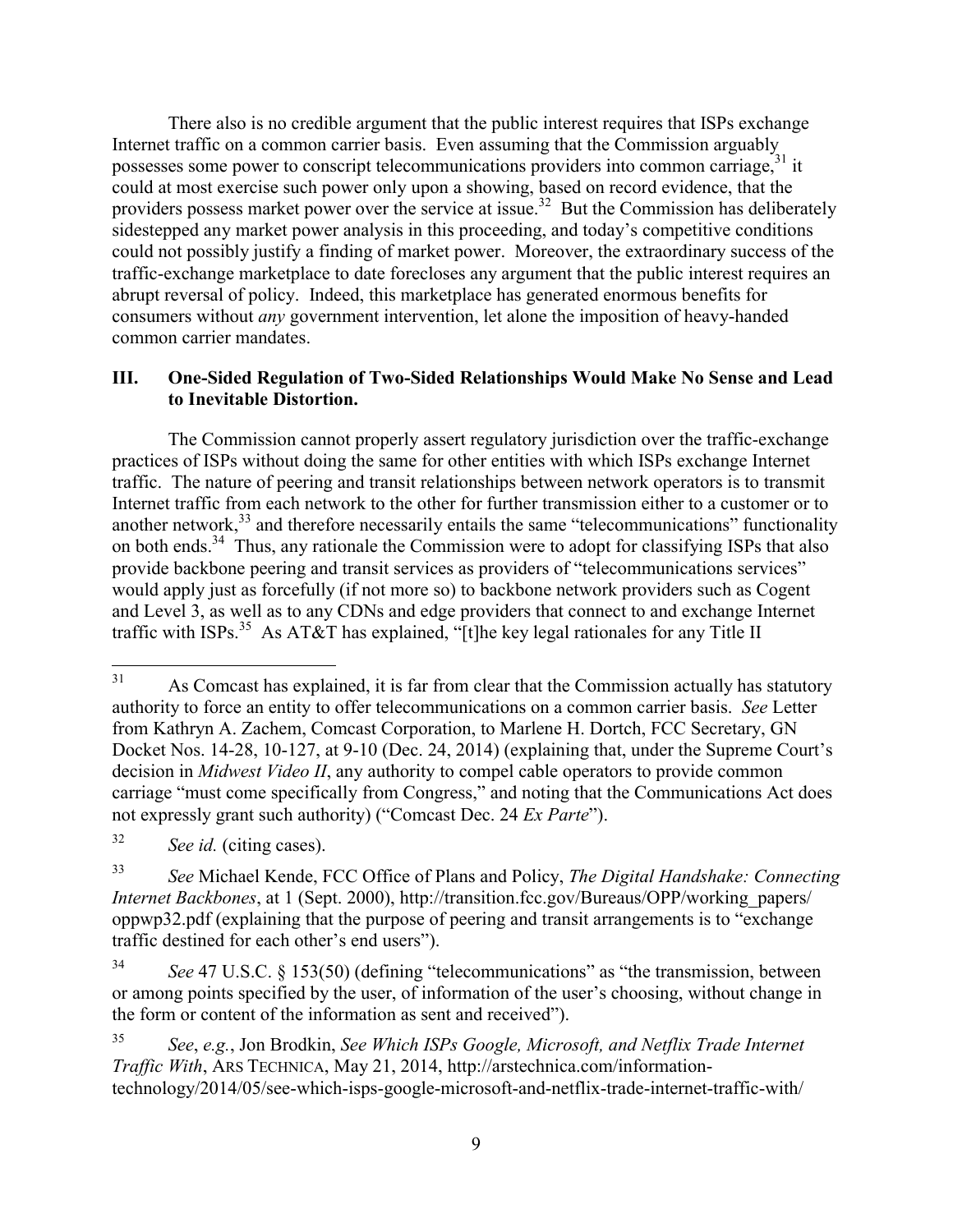There also is no credible argument that the public interest requires that ISPs exchange Internet traffic on a common carrier basis. Even assuming that the Commission arguably possesses some power to conscript telecommunications providers into common carriage,[31] it could at most exercise such power only upon a showing, based on record evidence, that the providers possess market power over the service at issue.[32] But the Commission has deliberately sidestepped any market power analysis in this proceeding, and today's competitive conditions could not possibly justify a finding of market power. Moreover, the extraordinary success of the traffic-exchange marketplace to date forecloses any argument that the public interest requires an abrupt reversal of policy. Indeed, this marketplace has generated enormous benefits for consumers without *any* government intervention, let alone the imposition of heavy-handed common carrier mandates.

## III. One-Sided Regulation of Two-Sided Relationships Would Make No Sense and Lead to Inevitable Distortion.

The Commission cannot properly assert regulatory jurisdiction over the traffic-exchange practices of ISPs without doing the same for other entities with which ISPs exchange Internet traffic. The nature of peering and transit relationships between network operators is to transmit Internet traffic from each network to the other for further transmission either to a customer or to another network,[33] and therefore necessarily entails the same "telecommunications" functionality on both ends.[34] Thus, any rationale the Commission were to adopt for classifying ISPs that also provide backbone peering and transit services as providers of "telecommunications services" would apply just as forcefully (if not more so) to backbone network providers such as Cogent and Level 3, as well as to any CDNs and edge providers that connect to and exchange Internet traffic with ISPs.[35] As AT&T has explained, "[t]he key legal rationales for any Title II

---

[31] As Comcast has explained, it is far from clear that the Commission actually has statutory authority to force an entity to offer telecommunications on a common carrier basis. *See* Letter from Kathryn A. Zachem, Comcast Corporation, to Marlene H. Dortch, FCC Secretary, GN Docket Nos. 14-28, 10-127, at 9-10 (Dec. 24, 2014) (explaining that, under the Supreme Court's decision in *Midwest Video II*, any authority to compel cable operators to provide common carriage "must come specifically from Congress," and noting that the Communications Act does not expressly grant such authority) ("Comcast Dec. 24 *Ex Parte*").

[32] *See id.* (citing cases).

[33] *See* Michael Kende, FCC Office of Plans and Policy, *The Digital Handshake: Connecting Internet Backbones*, at 1 (Sept. 2000), http://transition.fcc.gov/Bureaus/OPP/working_papers/oppwp32.pdf (explaining that the purpose of peering and transit arrangements is to "exchange traffic destined for each other's end users").

[34] *See* 47 U.S.C. § 153(50) (defining "telecommunications" as "the transmission, between or among points specified by the user, of information of the user's choosing, without change in the form or content of the information as sent and received").

[35] *See*, *e.g.*, Jon Brodkin, *See Which ISPs Google, Microsoft, and Netflix Trade Internet Traffic With*, ARS TECHNICA, May 21, 2014, http://arstechnica.com/information-technology/2014/05/see-which-isps-google-microsoft-and-netflix-trade-internet-traffic-with/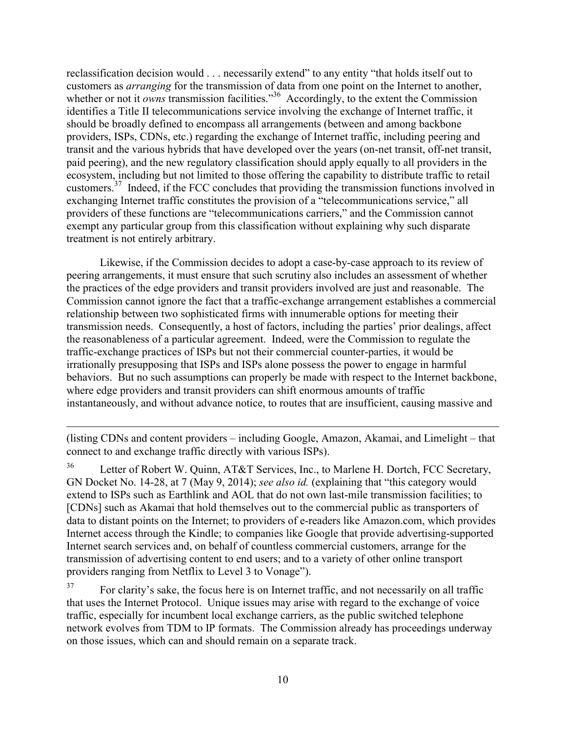reclassification decision would . . . necessarily extend" to any entity "that holds itself out to customers as *arranging* for the transmission of data from one point on the Internet to another, whether or not it *owns* transmission facilities."[36] Accordingly, to the extent the Commission identifies a Title II telecommunications service involving the exchange of Internet traffic, it should be broadly defined to encompass all arrangements (between and among backbone providers, ISPs, CDNs, etc.) regarding the exchange of Internet traffic, including peering and transit and the various hybrids that have developed over the years (on-net transit, off-net transit, paid peering), and the new regulatory classification should apply equally to all providers in the ecosystem, including but not limited to those offering the capability to distribute traffic to retail customers.[37] Indeed, if the FCC concludes that providing the transmission functions involved in exchanging Internet traffic constitutes the provision of a "telecommunications service," all providers of these functions are "telecommunications carriers," and the Commission cannot exempt any particular group from this classification without explaining why such disparate treatment is not entirely arbitrary.

Likewise, if the Commission decides to adopt a case-by-case approach to its review of peering arrangements, it must ensure that such scrutiny also includes an assessment of whether the practices of the edge providers and transit providers involved are just and reasonable. The Commission cannot ignore the fact that a traffic-exchange arrangement establishes a commercial relationship between two sophisticated firms with innumerable options for meeting their transmission needs. Consequently, a host of factors, including the parties' prior dealings, affect the reasonableness of a particular agreement. Indeed, were the Commission to regulate the traffic-exchange practices of ISPs but not their commercial counter-parties, it would be irrationally presupposing that ISPs and ISPs alone possess the power to engage in harmful behaviors. But no such assumptions can properly be made with respect to the Internet backbone, where edge providers and transit providers can shift enormous amounts of traffic instantaneously, and without advance notice, to routes that are insufficient, causing massive and

---

(listing CDNs and content providers – including Google, Amazon, Akamai, and Limelight – that connect to and exchange traffic directly with various ISPs).

[36] Letter of Robert W. Quinn, AT&T Services, Inc., to Marlene H. Dortch, FCC Secretary, GN Docket No. 14-28, at 7 (May 9, 2014); *see also id.* (explaining that "this category would extend to ISPs such as Earthlink and AOL that do not own last-mile transmission facilities; to [CDNs] such as Akamai that hold themselves out to the commercial public as transporters of data to distant points on the Internet; to providers of e-readers like Amazon.com, which provides Internet access through the Kindle; to companies like Google that provide advertising-supported Internet search services and, on behalf of countless commercial customers, arrange for the transmission of advertising content to end users; and to a variety of other online transport providers ranging from Netflix to Level 3 to Vonage").

[37] For clarity's sake, the focus here is on Internet traffic, and not necessarily on all traffic that uses the Internet Protocol. Unique issues may arise with regard to the exchange of voice traffic, especially for incumbent local exchange carriers, as the public switched telephone network evolves from TDM to IP formats. The Commission already has proceedings underway on those issues, which can and should remain on a separate track.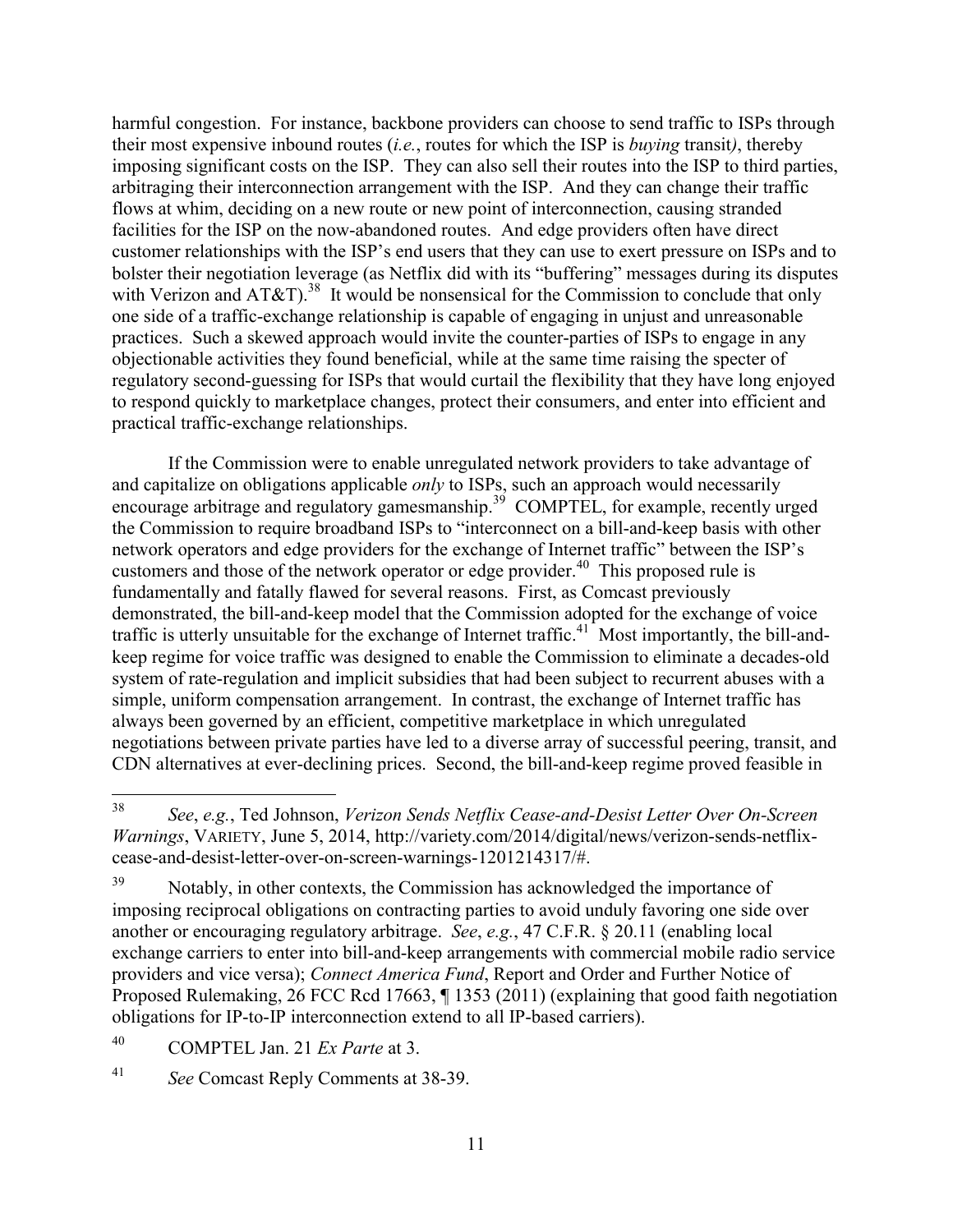harmful congestion. For instance, backbone providers can choose to send traffic to ISPs through their most expensive inbound routes (*i.e.*, routes for which the ISP is *buying* transit*)*, thereby imposing significant costs on the ISP. They can also sell their routes into the ISP to third parties, arbitraging their interconnection arrangement with the ISP. And they can change their traffic flows at whim, deciding on a new route or new point of interconnection, causing stranded facilities for the ISP on the now-abandoned routes. And edge providers often have direct customer relationships with the ISP's end users that they can use to exert pressure on ISPs and to bolster their negotiation leverage (as Netflix did with its "buffering" messages during its disputes with Verizon and AT&T).[38] It would be nonsensical for the Commission to conclude that only one side of a traffic-exchange relationship is capable of engaging in unjust and unreasonable practices. Such a skewed approach would invite the counter-parties of ISPs to engage in any objectionable activities they found beneficial, while at the same time raising the specter of regulatory second-guessing for ISPs that would curtail the flexibility that they have long enjoyed to respond quickly to marketplace changes, protect their consumers, and enter into efficient and practical traffic-exchange relationships.

If the Commission were to enable unregulated network providers to take advantage of and capitalize on obligations applicable *only* to ISPs, such an approach would necessarily encourage arbitrage and regulatory gamesmanship.[39] COMPTEL, for example, recently urged the Commission to require broadband ISPs to "interconnect on a bill-and-keep basis with other network operators and edge providers for the exchange of Internet traffic" between the ISP's customers and those of the network operator or edge provider.[40] This proposed rule is fundamentally and fatally flawed for several reasons. First, as Comcast previously demonstrated, the bill-and-keep model that the Commission adopted for the exchange of voice traffic is utterly unsuitable for the exchange of Internet traffic.[41] Most importantly, the bill-and-keep regime for voice traffic was designed to enable the Commission to eliminate a decades-old system of rate-regulation and implicit subsidies that had been subject to recurrent abuses with a simple, uniform compensation arrangement. In contrast, the exchange of Internet traffic has always been governed by an efficient, competitive marketplace in which unregulated negotiations between private parties have led to a diverse array of successful peering, transit, and CDN alternatives at ever-declining prices. Second, the bill-and-keep regime proved feasible in

---

[38] *See*, *e.g.*, Ted Johnson, *Verizon Sends Netflix Cease-and-Desist Letter Over On-Screen Warnings*, VARIETY, June 5, 2014, http://variety.com/2014/digital/news/verizon-sends-netflix-cease-and-desist-letter-over-on-screen-warnings-1201214317/#.

[39] Notably, in other contexts, the Commission has acknowledged the importance of imposing reciprocal obligations on contracting parties to avoid unduly favoring one side over another or encouraging regulatory arbitrage. *See*, *e.g.*, 47 C.F.R. § 20.11 (enabling local exchange carriers to enter into bill-and-keep arrangements with commercial mobile radio service providers and vice versa); *Connect America Fund*, Report and Order and Further Notice of Proposed Rulemaking, 26 FCC Rcd 17663, ¶ 1353 (2011) (explaining that good faith negotiation obligations for IP-to-IP interconnection extend to all IP-based carriers).

[40] COMPTEL Jan. 21 *Ex Parte* at 3.

[41] *See* Comcast Reply Comments at 38-39.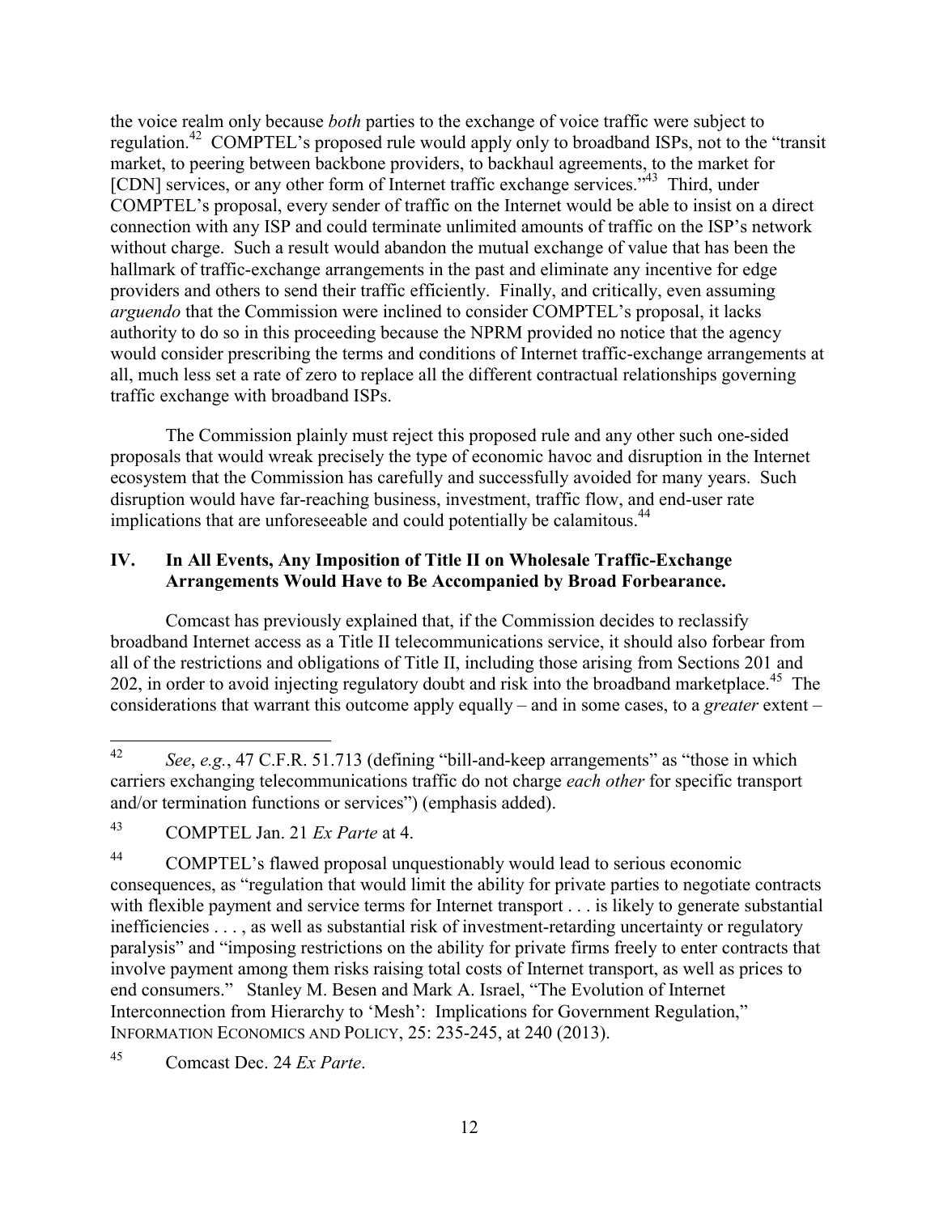the voice realm only because *both* parties to the exchange of voice traffic were subject to regulation.[42] COMPTEL's proposed rule would apply only to broadband ISPs, not to the "transit market, to peering between backbone providers, to backhaul agreements, to the market for [CDN] services, or any other form of Internet traffic exchange services."[43] Third, under COMPTEL's proposal, every sender of traffic on the Internet would be able to insist on a direct connection with any ISP and could terminate unlimited amounts of traffic on the ISP's network without charge. Such a result would abandon the mutual exchange of value that has been the hallmark of traffic-exchange arrangements in the past and eliminate any incentive for edge providers and others to send their traffic efficiently. Finally, and critically, even assuming *arguendo* that the Commission were inclined to consider COMPTEL's proposal, it lacks authority to do so in this proceeding because the NPRM provided no notice that the agency would consider prescribing the terms and conditions of Internet traffic-exchange arrangements at all, much less set a rate of zero to replace all the different contractual relationships governing traffic exchange with broadband ISPs.

The Commission plainly must reject this proposed rule and any other such one-sided proposals that would wreak precisely the type of economic havoc and disruption in the Internet ecosystem that the Commission has carefully and successfully avoided for many years. Such disruption would have far-reaching business, investment, traffic flow, and end-user rate implications that are unforeseeable and could potentially be calamitous.[44]

## IV. In All Events, Any Imposition of Title II on Wholesale Traffic-Exchange Arrangements Would Have to Be Accompanied by Broad Forbearance.

Comcast has previously explained that, if the Commission decides to reclassify broadband Internet access as a Title II telecommunications service, it should also forbear from all of the restrictions and obligations of Title II, including those arising from Sections 201 and 202, in order to avoid injecting regulatory doubt and risk into the broadband marketplace.[45] The considerations that warrant this outcome apply equally – and in some cases, to a *greater* extent –

---

[42] *See*, *e.g.*, 47 C.F.R. 51.713 (defining "bill-and-keep arrangements" as "those in which carriers exchanging telecommunications traffic do not charge *each other* for specific transport and/or termination functions or services") (emphasis added).

[43] COMPTEL Jan. 21 *Ex Parte* at 4.

[44] COMPTEL's flawed proposal unquestionably would lead to serious economic consequences, as "regulation that would limit the ability for private parties to negotiate contracts with flexible payment and service terms for Internet transport . . . is likely to generate substantial inefficiencies . . . , as well as substantial risk of investment-retarding uncertainty or regulatory paralysis" and "imposing restrictions on the ability for private firms freely to enter contracts that involve payment among them risks raising total costs of Internet transport, as well as prices to end consumers." Stanley M. Besen and Mark A. Israel, "The Evolution of Internet Interconnection from Hierarchy to 'Mesh': Implications for Government Regulation," INFORMATION ECONOMICS AND POLICY, 25: 235-245, at 240 (2013).

[45] Comcast Dec. 24 *Ex Parte*.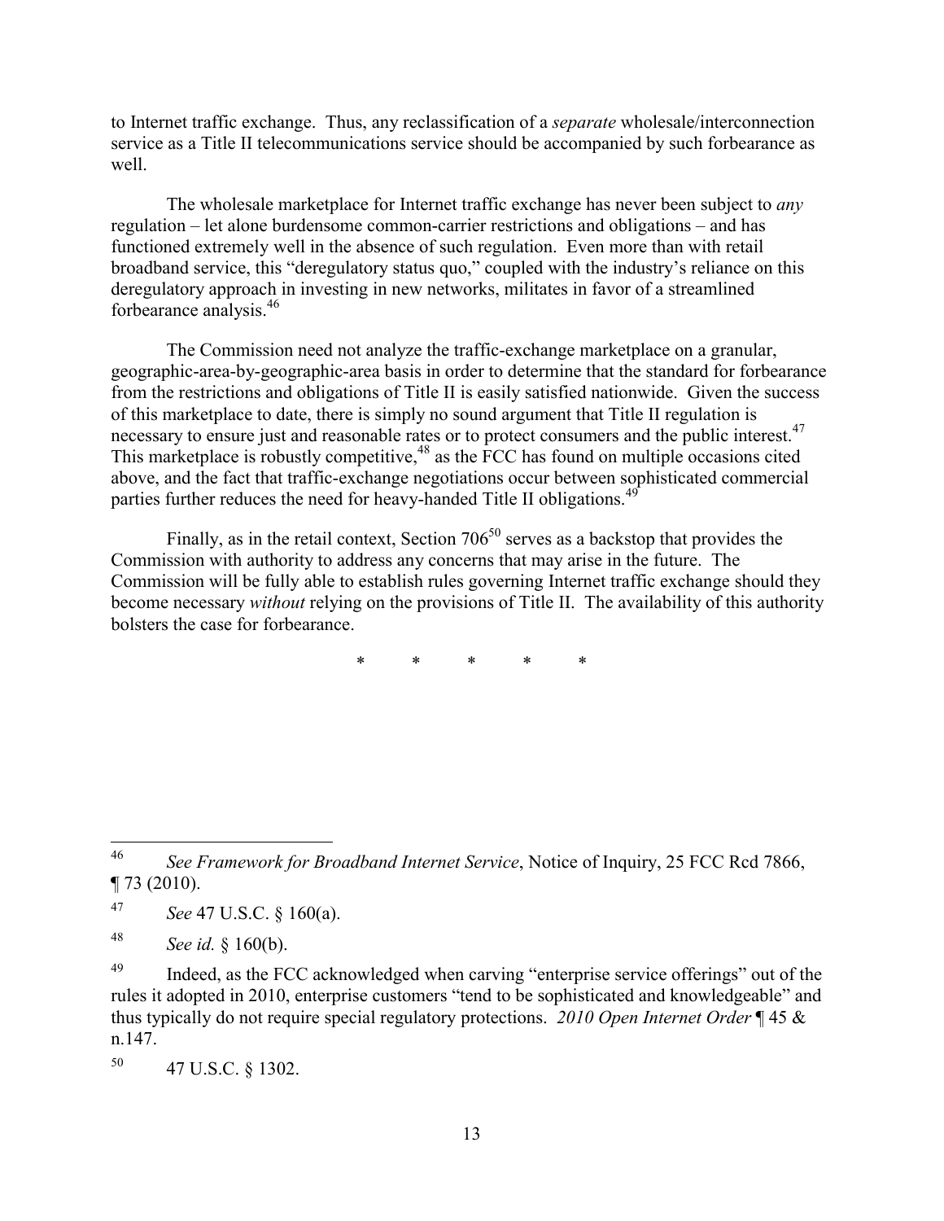to Internet traffic exchange. Thus, any reclassification of a *separate* wholesale/interconnection service as a Title II telecommunications service should be accompanied by such forbearance as well.

The wholesale marketplace for Internet traffic exchange has never been subject to *any* regulation – let alone burdensome common-carrier restrictions and obligations – and has functioned extremely well in the absence of such regulation. Even more than with retail broadband service, this "deregulatory status quo," coupled with the industry's reliance on this deregulatory approach in investing in new networks, militates in favor of a streamlined forbearance analysis.[46]

The Commission need not analyze the traffic-exchange marketplace on a granular, geographic-area-by-geographic-area basis in order to determine that the standard for forbearance from the restrictions and obligations of Title II is easily satisfied nationwide. Given the success of this marketplace to date, there is simply no sound argument that Title II regulation is necessary to ensure just and reasonable rates or to protect consumers and the public interest.[47] This marketplace is robustly competitive,[48] as the FCC has found on multiple occasions cited above, and the fact that traffic-exchange negotiations occur between sophisticated commercial parties further reduces the need for heavy-handed Title II obligations.[49]

Finally, as in the retail context, Section 706[50] serves as a backstop that provides the Commission with authority to address any concerns that may arise in the future. The Commission will be fully able to establish rules governing Internet traffic exchange should they become necessary *without* relying on the provisions of Title II. The availability of this authority bolsters the case for forbearance.

\* \* \* \* \*

---

[46] *See Framework for Broadband Internet Service*, Notice of Inquiry, 25 FCC Rcd 7866, ¶ 73 (2010).

[47] *See* 47 U.S.C. § 160(a).

[48] *See id.* § 160(b).

[49] Indeed, as the FCC acknowledged when carving "enterprise service offerings" out of the rules it adopted in 2010, enterprise customers "tend to be sophisticated and knowledgeable" and thus typically do not require special regulatory protections. *2010 Open Internet Order* ¶ 45 & n.147.

[50] 47 U.S.C. § 1302.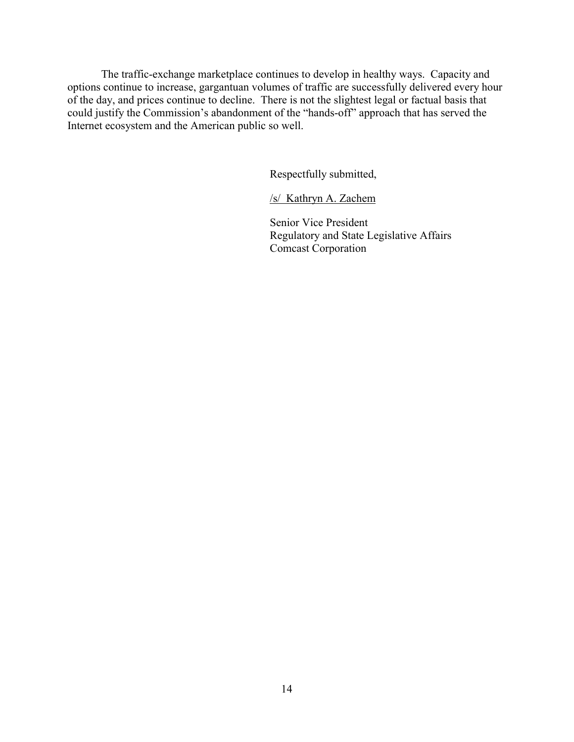The traffic-exchange marketplace continues to develop in healthy ways. Capacity and options continue to increase, gargantuan volumes of traffic are successfully delivered every hour of the day, and prices continue to decline. There is not the slightest legal or factual basis that could justify the Commission's abandonment of the "hands-off" approach that has served the Internet ecosystem and the American public so well.

Respectfully submitted,

/s/ Kathryn A. Zachem

Senior Vice President
Regulatory and State Legislative Affairs
Comcast Corporation